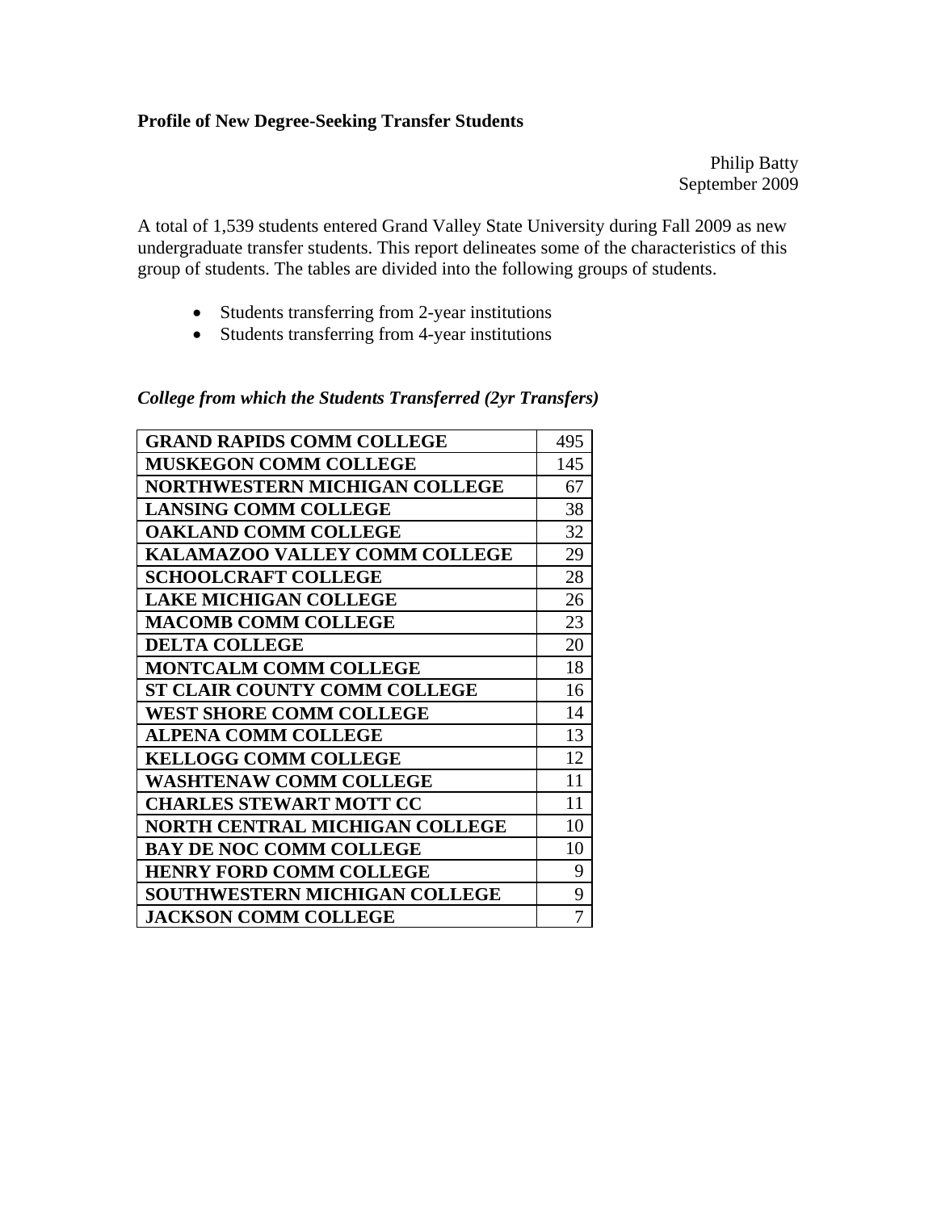**Profile of New Degree-Seeking Transfer Students**

Philip Batty
September 2009

A total of 1,539 students entered Grand Valley State University during Fall 2009 as new undergraduate transfer students. This report delineates some of the characteristics of this group of students. The tables are divided into the following groups of students.

- Students transferring from 2-year institutions
- Students transferring from 4-year institutions

*College from which the Students Transferred (2yr Transfers)*

| | |
|---|---|
| **GRAND RAPIDS COMM COLLEGE** | 495 |
| **MUSKEGON COMM COLLEGE** | 145 |
| **NORTHWESTERN MICHIGAN COLLEGE** | 67 |
| **LANSING COMM COLLEGE** | 38 |
| **OAKLAND COMM COLLEGE** | 32 |
| **KALAMAZOO VALLEY COMM COLLEGE** | 29 |
| **SCHOOLCRAFT COLLEGE** | 28 |
| **LAKE MICHIGAN COLLEGE** | 26 |
| **MACOMB COMM COLLEGE** | 23 |
| **DELTA COLLEGE** | 20 |
| **MONTCALM COMM COLLEGE** | 18 |
| **ST CLAIR COUNTY COMM COLLEGE** | 16 |
| **WEST SHORE COMM COLLEGE** | 14 |
| **ALPENA COMM COLLEGE** | 13 |
| **KELLOGG COMM COLLEGE** | 12 |
| **WASHTENAW COMM COLLEGE** | 11 |
| **CHARLES STEWART MOTT CC** | 11 |
| **NORTH CENTRAL MICHIGAN COLLEGE** | 10 |
| **BAY DE NOC COMM COLLEGE** | 10 |
| **HENRY FORD COMM COLLEGE** | 9 |
| **SOUTHWESTERN MICHIGAN COLLEGE** | 9 |
| **JACKSON COMM COLLEGE** | 7 |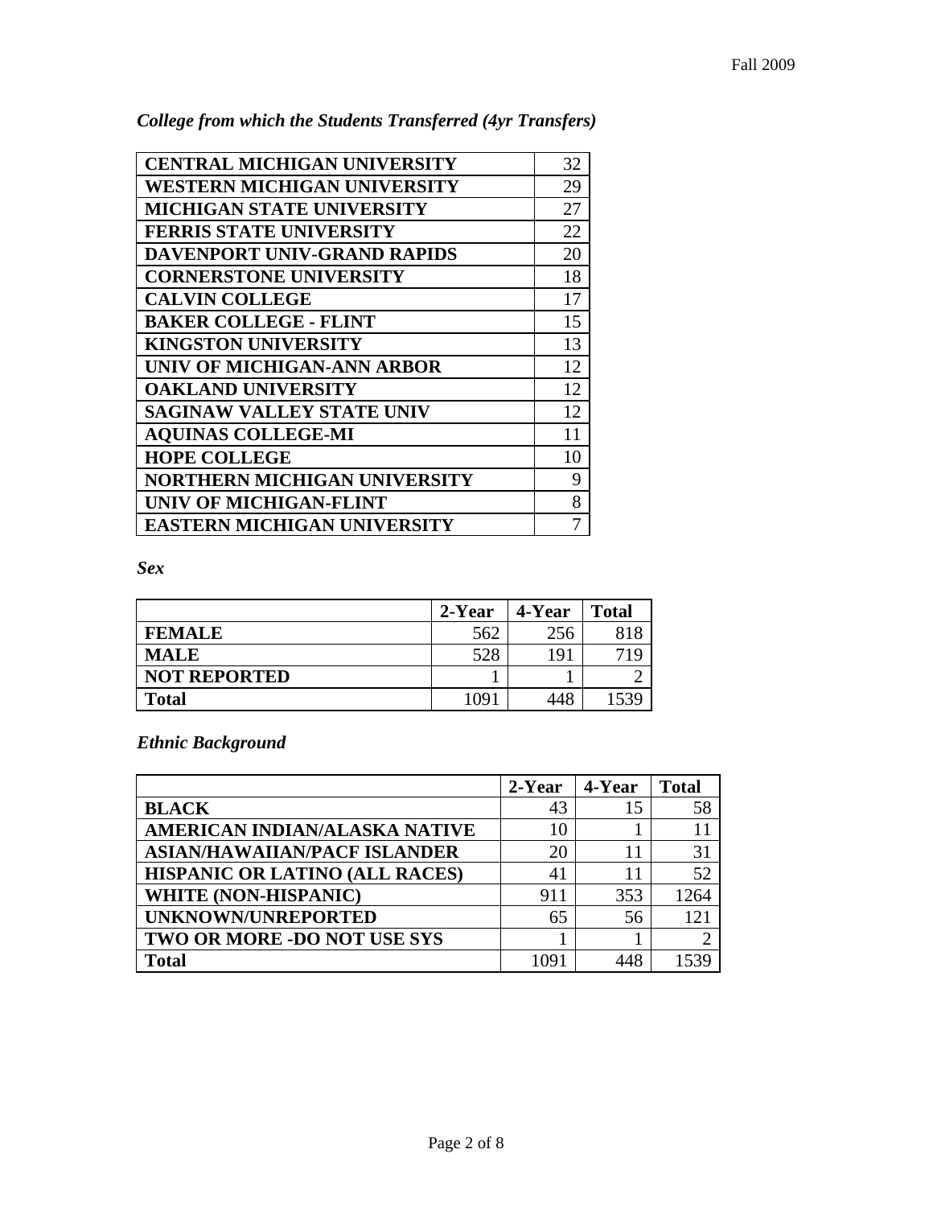*College from which the Students Transferred (4yr Transfers)*

| | |
|---|---|
| **CENTRAL MICHIGAN UNIVERSITY** | 32 |
| **WESTERN MICHIGAN UNIVERSITY** | 29 |
| **MICHIGAN STATE UNIVERSITY** | 27 |
| **FERRIS STATE UNIVERSITY** | 22 |
| **DAVENPORT UNIV-GRAND RAPIDS** | 20 |
| **CORNERSTONE UNIVERSITY** | 18 |
| **CALVIN COLLEGE** | 17 |
| **BAKER COLLEGE - FLINT** | 15 |
| **KINGSTON UNIVERSITY** | 13 |
| **UNIV OF MICHIGAN-ANN ARBOR** | 12 |
| **OAKLAND UNIVERSITY** | 12 |
| **SAGINAW VALLEY STATE UNIV** | 12 |
| **AQUINAS COLLEGE-MI** | 11 |
| **HOPE COLLEGE** | 10 |
| **NORTHERN MICHIGAN UNIVERSITY** | 9 |
| **UNIV OF MICHIGAN-FLINT** | 8 |
| **EASTERN MICHIGAN UNIVERSITY** | 7 |

*Sex*

| | 2-Year | 4-Year | Total |
|---|---|---|---|
| **FEMALE** | 562 | 256 | 818 |
| **MALE** | 528 | 191 | 719 |
| **NOT REPORTED** | 1 | 1 | 2 |
| **Total** | 1091 | 448 | 1539 |

*Ethnic Background*

| | 2-Year | 4-Year | Total |
|---|---|---|---|
| **BLACK** | 43 | 15 | 58 |
| **AMERICAN INDIAN/ALASKA NATIVE** | 10 | 1 | 11 |
| **ASIAN/HAWAIIAN/PACF ISLANDER** | 20 | 11 | 31 |
| **HISPANIC OR LATINO (ALL RACES)** | 41 | 11 | 52 |
| **WHITE (NON-HISPANIC)** | 911 | 353 | 1264 |
| **UNKNOWN/UNREPORTED** | 65 | 56 | 121 |
| **TWO OR MORE -DO NOT USE SYS** | 1 | 1 | 2 |
| **Total** | 1091 | 448 | 1539 |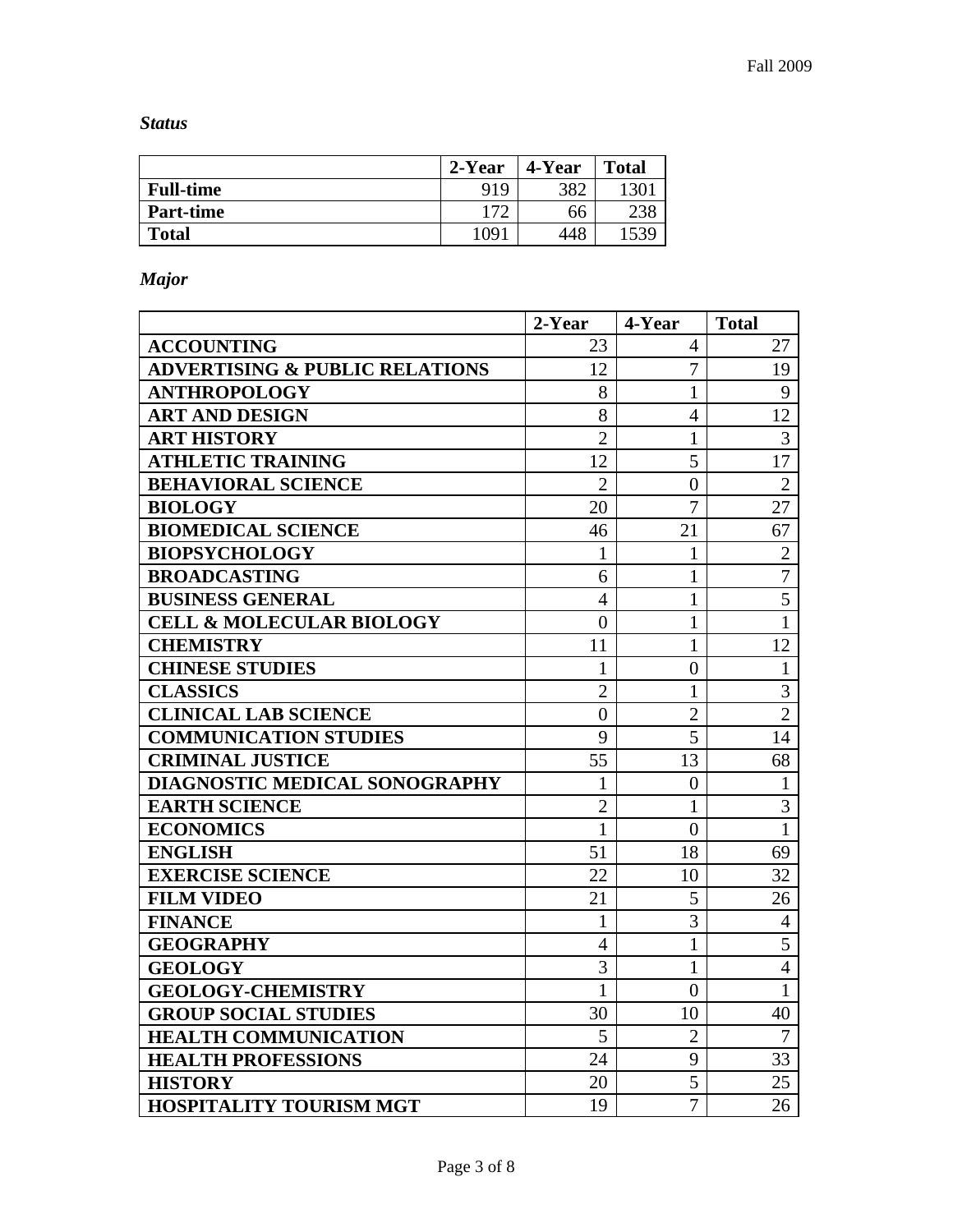***Status***

| | 2-Year | 4-Year | Total |
|---|---|---|---|
| **Full-time** | 919 | 382 | 1301 |
| **Part-time** | 172 | 66 | 238 |
| **Total** | 1091 | 448 | 1539 |

***Major***

| | 2-Year | 4-Year | Total |
|---|---|---|---|
| **ACCOUNTING** | 23 | 4 | 27 |
| **ADVERTISING & PUBLIC RELATIONS** | 12 | 7 | 19 |
| **ANTHROPOLOGY** | 8 | 1 | 9 |
| **ART AND DESIGN** | 8 | 4 | 12 |
| **ART HISTORY** | 2 | 1 | 3 |
| **ATHLETIC TRAINING** | 12 | 5 | 17 |
| **BEHAVIORAL SCIENCE** | 2 | 0 | 2 |
| **BIOLOGY** | 20 | 7 | 27 |
| **BIOMEDICAL SCIENCE** | 46 | 21 | 67 |
| **BIOPSYCHOLOGY** | 1 | 1 | 2 |
| **BROADCASTING** | 6 | 1 | 7 |
| **BUSINESS GENERAL** | 4 | 1 | 5 |
| **CELL & MOLECULAR BIOLOGY** | 0 | 1 | 1 |
| **CHEMISTRY** | 11 | 1 | 12 |
| **CHINESE STUDIES** | 1 | 0 | 1 |
| **CLASSICS** | 2 | 1 | 3 |
| **CLINICAL LAB SCIENCE** | 0 | 2 | 2 |
| **COMMUNICATION STUDIES** | 9 | 5 | 14 |
| **CRIMINAL JUSTICE** | 55 | 13 | 68 |
| **DIAGNOSTIC MEDICAL SONOGRAPHY** | 1 | 0 | 1 |
| **EARTH SCIENCE** | 2 | 1 | 3 |
| **ECONOMICS** | 1 | 0 | 1 |
| **ENGLISH** | 51 | 18 | 69 |
| **EXERCISE SCIENCE** | 22 | 10 | 32 |
| **FILM VIDEO** | 21 | 5 | 26 |
| **FINANCE** | 1 | 3 | 4 |
| **GEOGRAPHY** | 4 | 1 | 5 |
| **GEOLOGY** | 3 | 1 | 4 |
| **GEOLOGY-CHEMISTRY** | 1 | 0 | 1 |
| **GROUP SOCIAL STUDIES** | 30 | 10 | 40 |
| **HEALTH COMMUNICATION** | 5 | 2 | 7 |
| **HEALTH PROFESSIONS** | 24 | 9 | 33 |
| **HISTORY** | 20 | 5 | 25 |
| **HOSPITALITY TOURISM MGT** | 19 | 7 | 26 |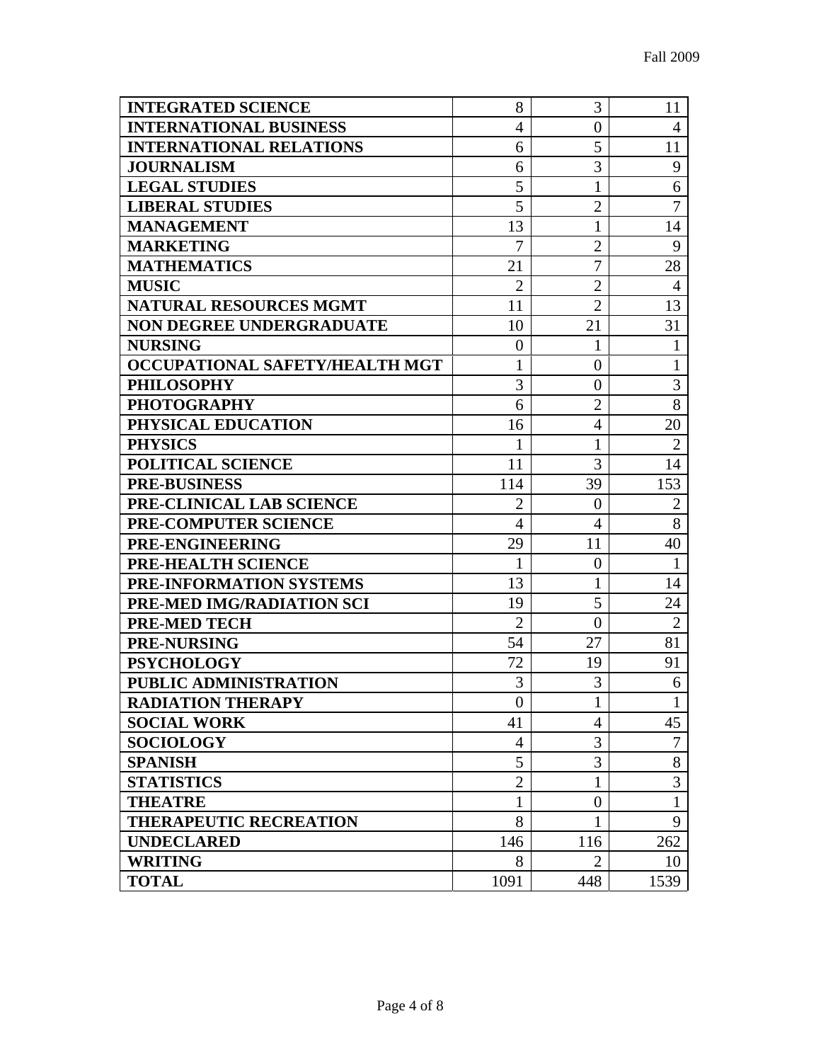| | | | |
|---|---|---|---|
| **INTEGRATED SCIENCE** | 8 | 3 | 11 |
| **INTERNATIONAL BUSINESS** | 4 | 0 | 4 |
| **INTERNATIONAL RELATIONS** | 6 | 5 | 11 |
| **JOURNALISM** | 6 | 3 | 9 |
| **LEGAL STUDIES** | 5 | 1 | 6 |
| **LIBERAL STUDIES** | 5 | 2 | 7 |
| **MANAGEMENT** | 13 | 1 | 14 |
| **MARKETING** | 7 | 2 | 9 |
| **MATHEMATICS** | 21 | 7 | 28 |
| **MUSIC** | 2 | 2 | 4 |
| **NATURAL RESOURCES MGMT** | 11 | 2 | 13 |
| **NON DEGREE UNDERGRADUATE** | 10 | 21 | 31 |
| **NURSING** | 0 | 1 | 1 |
| **OCCUPATIONAL SAFETY/HEALTH MGT** | 1 | 0 | 1 |
| **PHILOSOPHY** | 3 | 0 | 3 |
| **PHOTOGRAPHY** | 6 | 2 | 8 |
| **PHYSICAL EDUCATION** | 16 | 4 | 20 |
| **PHYSICS** | 1 | 1 | 2 |
| **POLITICAL SCIENCE** | 11 | 3 | 14 |
| **PRE-BUSINESS** | 114 | 39 | 153 |
| **PRE-CLINICAL LAB SCIENCE** | 2 | 0 | 2 |
| **PRE-COMPUTER SCIENCE** | 4 | 4 | 8 |
| **PRE-ENGINEERING** | 29 | 11 | 40 |
| **PRE-HEALTH SCIENCE** | 1 | 0 | 1 |
| **PRE-INFORMATION SYSTEMS** | 13 | 1 | 14 |
| **PRE-MED IMG/RADIATION SCI** | 19 | 5 | 24 |
| **PRE-MED TECH** | 2 | 0 | 2 |
| **PRE-NURSING** | 54 | 27 | 81 |
| **PSYCHOLOGY** | 72 | 19 | 91 |
| **PUBLIC ADMINISTRATION** | 3 | 3 | 6 |
| **RADIATION THERAPY** | 0 | 1 | 1 |
| **SOCIAL WORK** | 41 | 4 | 45 |
| **SOCIOLOGY** | 4 | 3 | 7 |
| **SPANISH** | 5 | 3 | 8 |
| **STATISTICS** | 2 | 1 | 3 |
| **THEATRE** | 1 | 0 | 1 |
| **THERAPEUTIC RECREATION** | 8 | 1 | 9 |
| **UNDECLARED** | 146 | 116 | 262 |
| **WRITING** | 8 | 2 | 10 |
| **TOTAL** | 1091 | 448 | 1539 |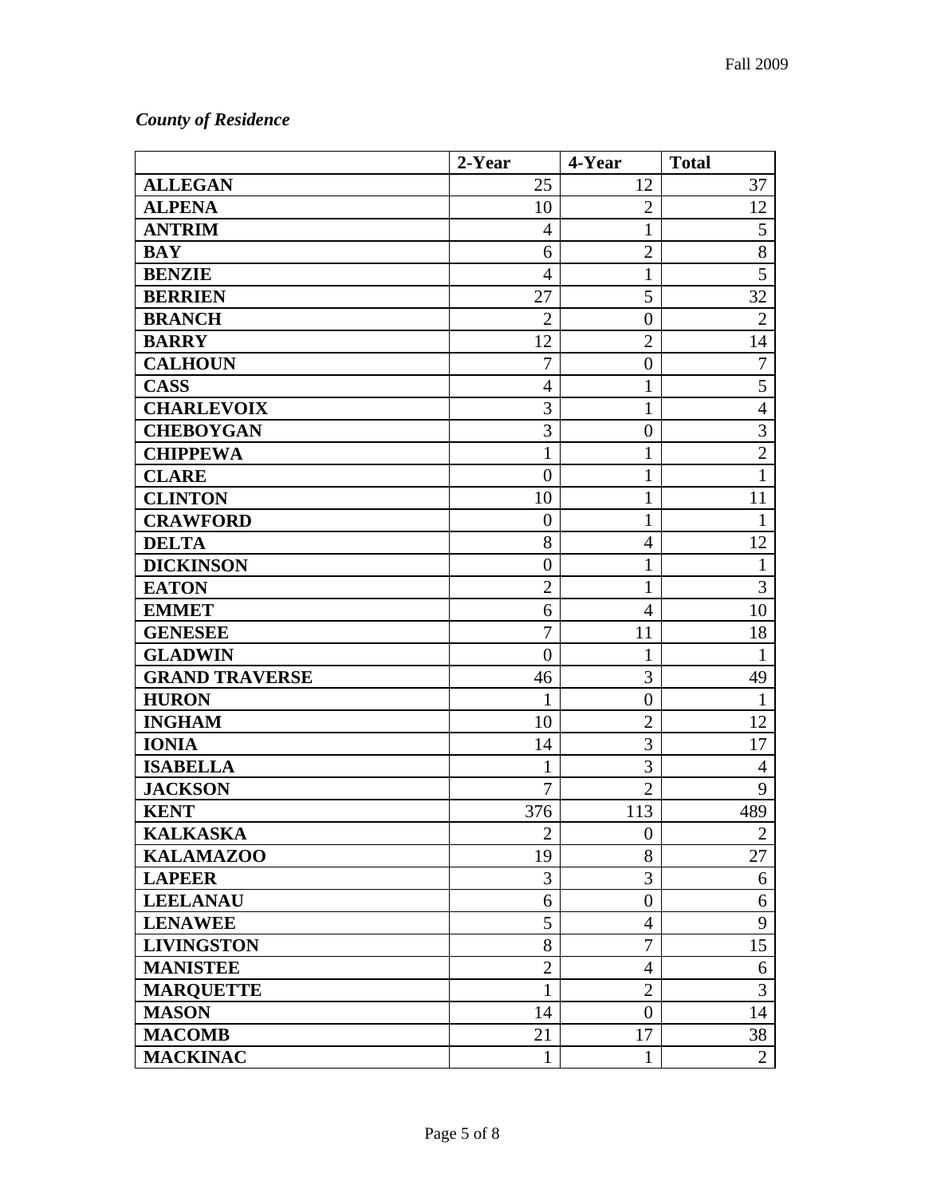***County of Residence***

| | 2-Year | 4-Year | Total |
|---|---|---|---|
| **ALLEGAN** | 25 | 12 | 37 |
| **ALPENA** | 10 | 2 | 12 |
| **ANTRIM** | 4 | 1 | 5 |
| **BAY** | 6 | 2 | 8 |
| **BENZIE** | 4 | 1 | 5 |
| **BERRIEN** | 27 | 5 | 32 |
| **BRANCH** | 2 | 0 | 2 |
| **BARRY** | 12 | 2 | 14 |
| **CALHOUN** | 7 | 0 | 7 |
| **CASS** | 4 | 1 | 5 |
| **CHARLEVOIX** | 3 | 1 | 4 |
| **CHEBOYGAN** | 3 | 0 | 3 |
| **CHIPPEWA** | 1 | 1 | 2 |
| **CLARE** | 0 | 1 | 1 |
| **CLINTON** | 10 | 1 | 11 |
| **CRAWFORD** | 0 | 1 | 1 |
| **DELTA** | 8 | 4 | 12 |
| **DICKINSON** | 0 | 1 | 1 |
| **EATON** | 2 | 1 | 3 |
| **EMMET** | 6 | 4 | 10 |
| **GENESEE** | 7 | 11 | 18 |
| **GLADWIN** | 0 | 1 | 1 |
| **GRAND TRAVERSE** | 46 | 3 | 49 |
| **HURON** | 1 | 0 | 1 |
| **INGHAM** | 10 | 2 | 12 |
| **IONIA** | 14 | 3 | 17 |
| **ISABELLA** | 1 | 3 | 4 |
| **JACKSON** | 7 | 2 | 9 |
| **KENT** | 376 | 113 | 489 |
| **KALKASKA** | 2 | 0 | 2 |
| **KALAMAZOO** | 19 | 8 | 27 |
| **LAPEER** | 3 | 3 | 6 |
| **LEELANAU** | 6 | 0 | 6 |
| **LENAWEE** | 5 | 4 | 9 |
| **LIVINGSTON** | 8 | 7 | 15 |
| **MANISTEE** | 2 | 4 | 6 |
| **MARQUETTE** | 1 | 2 | 3 |
| **MASON** | 14 | 0 | 14 |
| **MACOMB** | 21 | 17 | 38 |
| **MACKINAC** | 1 | 1 | 2 |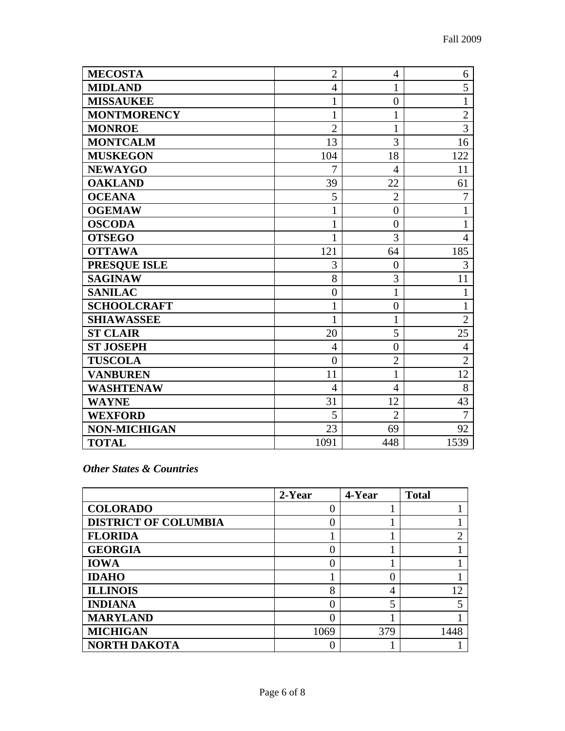| | | | |
|---|---|---|---|
| **MECOSTA** | 2 | 4 | 6 |
| **MIDLAND** | 4 | 1 | 5 |
| **MISSAUKEE** | 1 | 0 | 1 |
| **MONTMORENCY** | 1 | 1 | 2 |
| **MONROE** | 2 | 1 | 3 |
| **MONTCALM** | 13 | 3 | 16 |
| **MUSKEGON** | 104 | 18 | 122 |
| **NEWAYGO** | 7 | 4 | 11 |
| **OAKLAND** | 39 | 22 | 61 |
| **OCEANA** | 5 | 2 | 7 |
| **OGEMAW** | 1 | 0 | 1 |
| **OSCODA** | 1 | 0 | 1 |
| **OTSEGO** | 1 | 3 | 4 |
| **OTTAWA** | 121 | 64 | 185 |
| **PRESQUE ISLE** | 3 | 0 | 3 |
| **SAGINAW** | 8 | 3 | 11 |
| **SANILAC** | 0 | 1 | 1 |
| **SCHOOLCRAFT** | 1 | 0 | 1 |
| **SHIAWASSEE** | 1 | 1 | 2 |
| **ST CLAIR** | 20 | 5 | 25 |
| **ST JOSEPH** | 4 | 0 | 4 |
| **TUSCOLA** | 0 | 2 | 2 |
| **VANBUREN** | 11 | 1 | 12 |
| **WASHTENAW** | 4 | 4 | 8 |
| **WAYNE** | 31 | 12 | 43 |
| **WEXFORD** | 5 | 2 | 7 |
| **NON-MICHIGAN** | 23 | 69 | 92 |
| **TOTAL** | 1091 | 448 | 1539 |

***Other States & Countries***

| | 2-Year | 4-Year | Total |
|---|---|---|---|
| **COLORADO** | 0 | 1 | 1 |
| **DISTRICT OF COLUMBIA** | 0 | 1 | 1 |
| **FLORIDA** | 1 | 1 | 2 |
| **GEORGIA** | 0 | 1 | 1 |
| **IOWA** | 0 | 1 | 1 |
| **IDAHO** | 1 | 0 | 1 |
| **ILLINOIS** | 8 | 4 | 12 |
| **INDIANA** | 0 | 5 | 5 |
| **MARYLAND** | 0 | 1 | 1 |
| **MICHIGAN** | 1069 | 379 | 1448 |
| **NORTH DAKOTA** | 0 | 1 | 1 |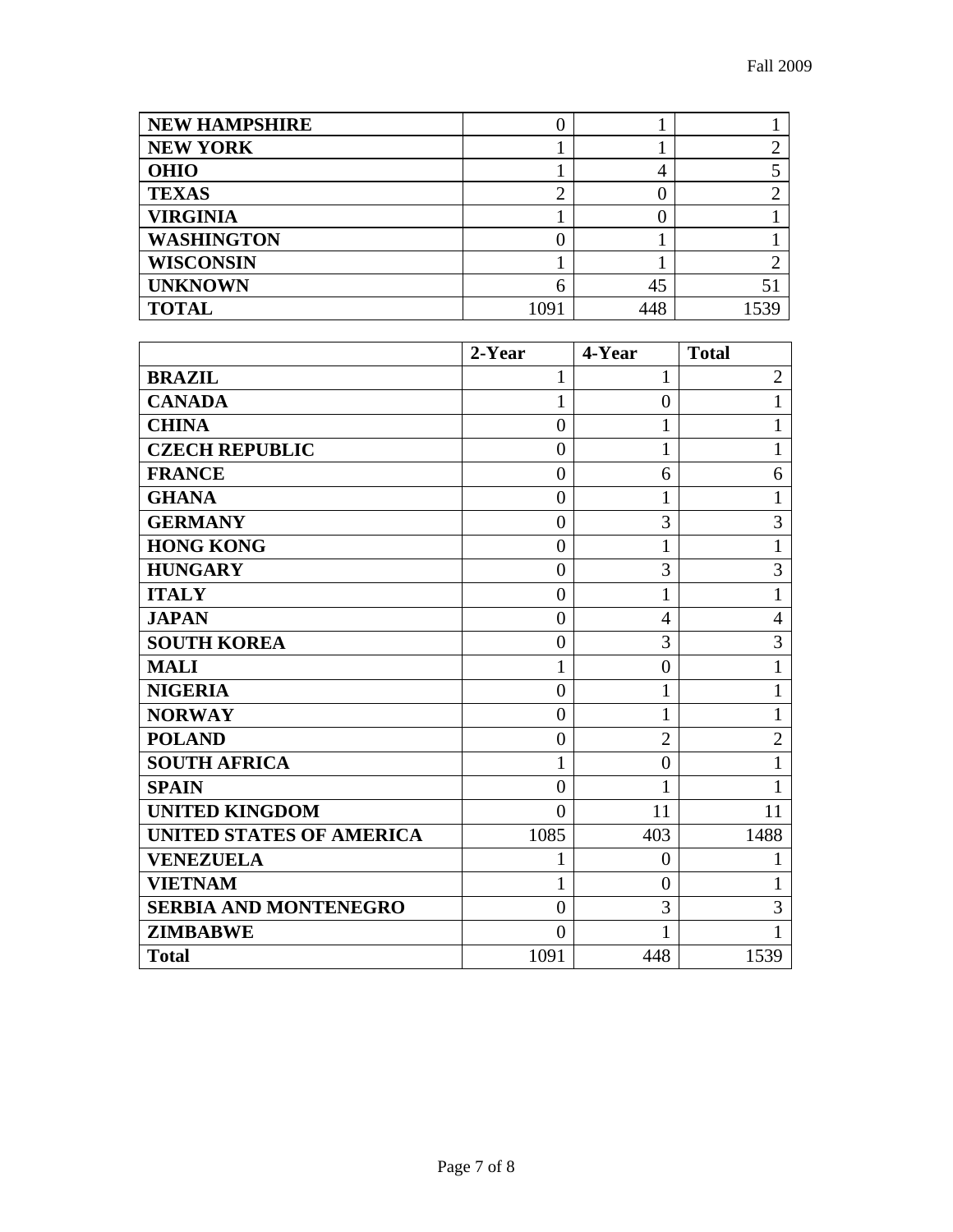| | | | |
|---|---|---|---|
| **NEW HAMPSHIRE** | 0 | 1 | 1 |
| **NEW YORK** | 1 | 1 | 2 |
| **OHIO** | 1 | 4 | 5 |
| **TEXAS** | 2 | 0 | 2 |
| **VIRGINIA** | 1 | 0 | 1 |
| **WASHINGTON** | 0 | 1 | 1 |
| **WISCONSIN** | 1 | 1 | 2 |
| **UNKNOWN** | 6 | 45 | 51 |
| **TOTAL** | 1091 | 448 | 1539 |

| | **2-Year** | **4-Year** | **Total** |
|---|---|---|---|
| **BRAZIL** | 1 | 1 | 2 |
| **CANADA** | 1 | 0 | 1 |
| **CHINA** | 0 | 1 | 1 |
| **CZECH REPUBLIC** | 0 | 1 | 1 |
| **FRANCE** | 0 | 6 | 6 |
| **GHANA** | 0 | 1 | 1 |
| **GERMANY** | 0 | 3 | 3 |
| **HONG KONG** | 0 | 1 | 1 |
| **HUNGARY** | 0 | 3 | 3 |
| **ITALY** | 0 | 1 | 1 |
| **JAPAN** | 0 | 4 | 4 |
| **SOUTH KOREA** | 0 | 3 | 3 |
| **MALI** | 1 | 0 | 1 |
| **NIGERIA** | 0 | 1 | 1 |
| **NORWAY** | 0 | 1 | 1 |
| **POLAND** | 0 | 2 | 2 |
| **SOUTH AFRICA** | 1 | 0 | 1 |
| **SPAIN** | 0 | 1 | 1 |
| **UNITED KINGDOM** | 0 | 11 | 11 |
| **UNITED STATES OF AMERICA** | 1085 | 403 | 1488 |
| **VENEZUELA** | 1 | 0 | 1 |
| **VIETNAM** | 1 | 0 | 1 |
| **SERBIA AND MONTENEGRO** | 0 | 3 | 3 |
| **ZIMBABWE** | 0 | 1 | 1 |
| **Total** | 1091 | 448 | 1539 |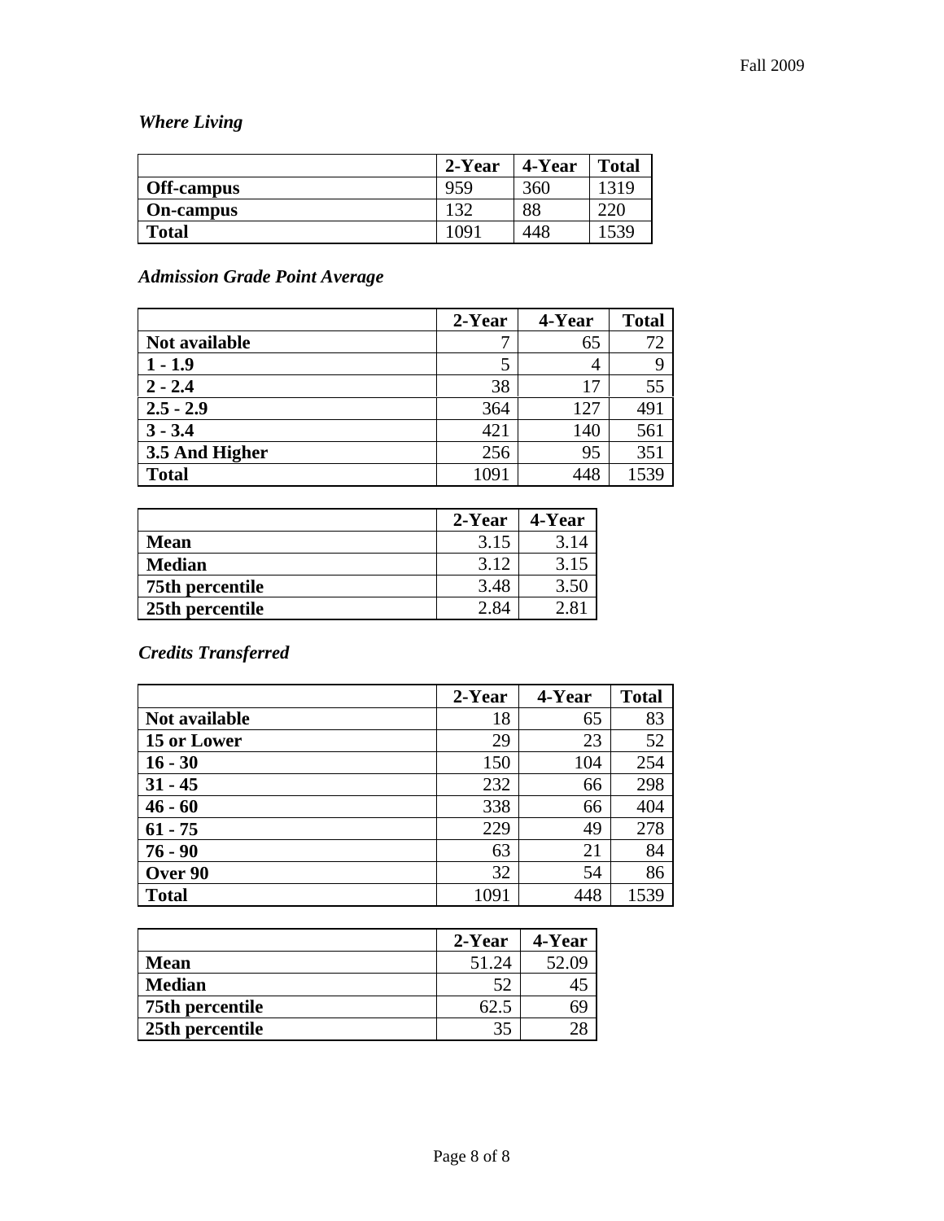### *Where Living*

| | 2-Year | 4-Year | Total |
|---|---|---|---|
| **Off-campus** | 959 | 360 | 1319 |
| **On-campus** | 132 | 88 | 220 |
| **Total** | 1091 | 448 | 1539 |

### *Admission Grade Point Average*

| | 2-Year | 4-Year | Total |
|---|---|---|---|
| **Not available** | 7 | 65 | 72 |
| **1 - 1.9** | 5 | 4 | 9 |
| **2 - 2.4** | 38 | 17 | 55 |
| **2.5 - 2.9** | 364 | 127 | 491 |
| **3 - 3.4** | 421 | 140 | 561 |
| **3.5 And Higher** | 256 | 95 | 351 |
| **Total** | 1091 | 448 | 1539 |

| | 2-Year | 4-Year |
|---|---|---|
| **Mean** | 3.15 | 3.14 |
| **Median** | 3.12 | 3.15 |
| **75th percentile** | 3.48 | 3.50 |
| **25th percentile** | 2.84 | 2.81 |

### *Credits Transferred*

| | 2-Year | 4-Year | Total |
|---|---|---|---|
| **Not available** | 18 | 65 | 83 |
| **15 or Lower** | 29 | 23 | 52 |
| **16 - 30** | 150 | 104 | 254 |
| **31 - 45** | 232 | 66 | 298 |
| **46 - 60** | 338 | 66 | 404 |
| **61 - 75** | 229 | 49 | 278 |
| **76 - 90** | 63 | 21 | 84 |
| **Over 90** | 32 | 54 | 86 |
| **Total** | 1091 | 448 | 1539 |

| | 2-Year | 4-Year |
|---|---|---|
| **Mean** | 51.24 | 52.09 |
| **Median** | 52 | 45 |
| **75th percentile** | 62.5 | 69 |
| **25th percentile** | 35 | 28 |